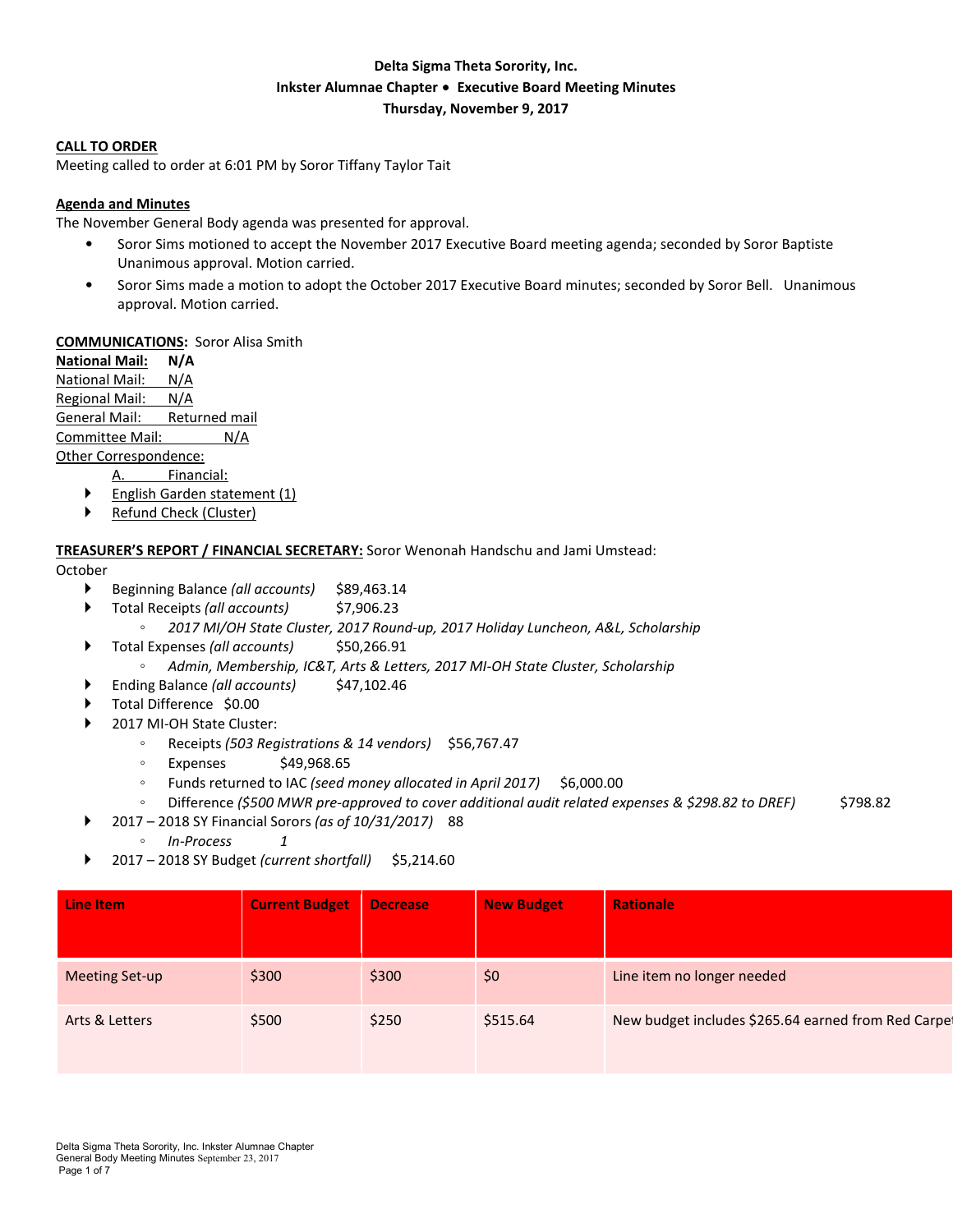**Delta Sigma Theta Sorority, Inc.**
**Inkster Alumnae Chapter • Executive Board Meeting Minutes**
**Thursday, November 9, 2017**

**CALL TO ORDER**
Meeting called to order at 6:01 PM by Soror Tiffany Taylor Tait

**Agenda and Minutes**
The November General Body agenda was presented for approval.

- Soror Sims motioned to accept the November 2017 Executive Board meeting agenda; seconded by Soror Baptiste Unanimous approval. Motion carried.
- Soror Sims made a motion to adopt the October 2017 Executive Board minutes; seconded by Soror Bell. Unanimous approval. Motion carried.

**COMMUNICATIONS:** Soror Alisa Smith
**National Mail: N/A**
National Mail: N/A
Regional Mail: N/A
General Mail: Returned mail
Committee Mail: N/A
Other Correspondence:
A. Financial:
- English Garden statement (1)
- Refund Check (Cluster)

**TREASURER'S REPORT / FINANCIAL SECRETARY:** Soror Wenonah Handschu and Jami Umstead:
October
- Beginning Balance *(all accounts)* $89,463.14
- Total Receipts *(all accounts)* $7,906.23
  - *2017 MI/OH State Cluster, 2017 Round-up, 2017 Holiday Luncheon, A&L, Scholarship*
- Total Expenses *(all accounts)* $50,266.91
  - *Admin, Membership, IC&T, Arts & Letters, 2017 MI-OH State Cluster, Scholarship*
- Ending Balance *(all accounts)* $47,102.46
- Total Difference $0.00
- 2017 MI-OH State Cluster:
  - Receipts *(503 Registrations & 14 vendors)* $56,767.47
  - Expenses $49,968.65
  - Funds returned to IAC *(seed money allocated in April 2017)* $6,000.00
  - Difference *($500 MWR pre-approved to cover additional audit related expenses & $298.82 to DREF)* $798.82
- 2017 – 2018 SY Financial Sorors *(as of 10/31/2017)* 88
  - *In-Process* *1*
- 2017 – 2018 SY Budget *(current shortfall)* $5,214.60

| Line Item | Current Budget | Decrease | New Budget | Rationale |
|---|---|---|---|---|
| Meeting Set-up | $300 | $300 | $0 | Line item no longer needed |
| Arts & Letters | $500 | $250 | $515.64 | New budget includes $265.64 earned from Red Carpet |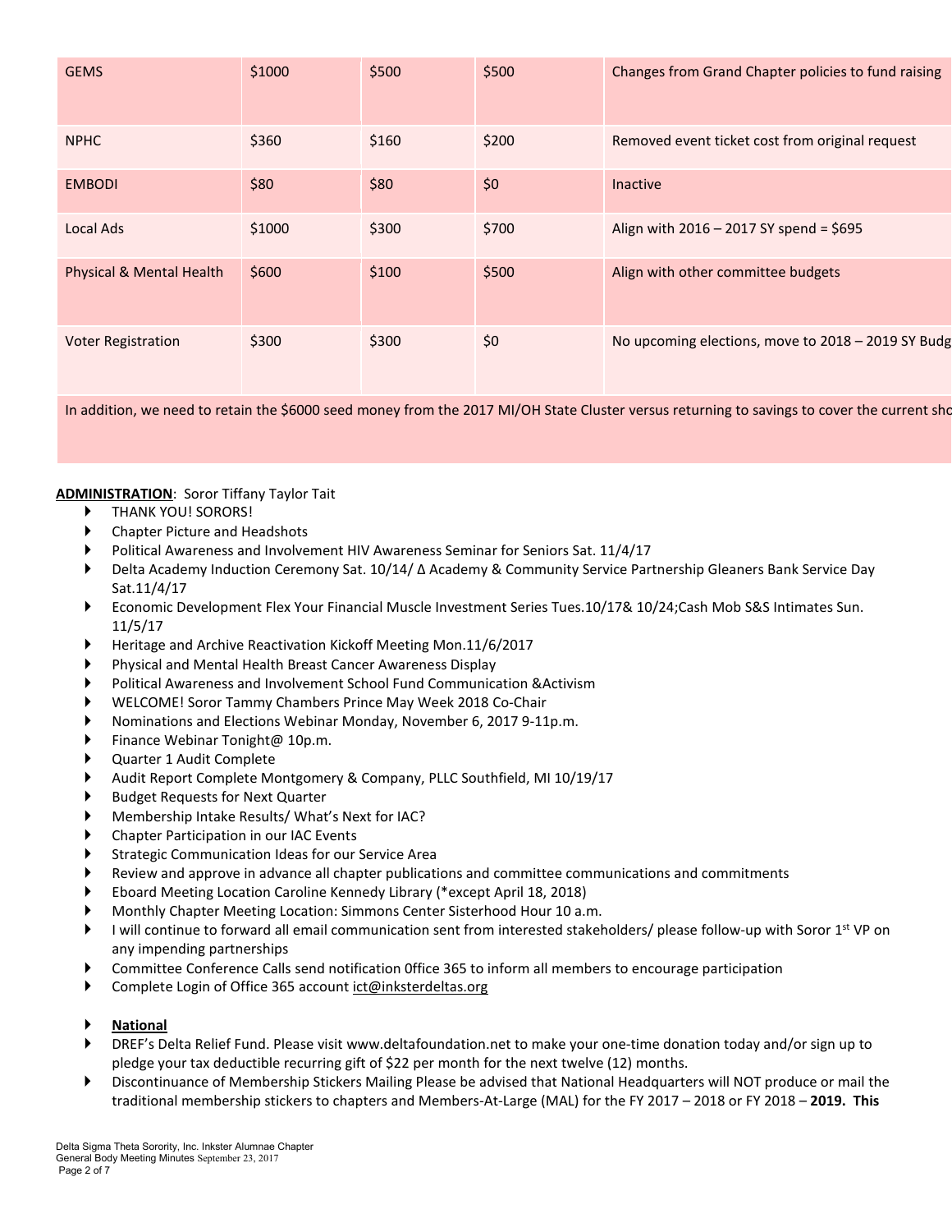| | | | | |
|---|---|---|---|---|
| GEMS | $1000 | $500 | $500 | Changes from Grand Chapter policies to fund raising |
| NPHC | $360 | $160 | $200 | Removed event ticket cost from original request |
| EMBODI | $80 | $80 | $0 | Inactive |
| Local Ads | $1000 | $300 | $700 | Align with 2016 – 2017 SY spend = $695 |
| Physical & Mental Health | $600 | $100 | $500 | Align with other committee budgets |
| Voter Registration | $300 | $300 | $0 | No upcoming elections, move to 2018 – 2019 SY Budg |
| In addition, we need to retain the $6000 seed money from the 2017 MI/OH State Cluster versus returning to savings to cover the current sho | | | | |

**ADMINISTRATION**: Soror Tiffany Taylor Tait

- THANK YOU! SORORS!
- Chapter Picture and Headshots
- Political Awareness and Involvement HIV Awareness Seminar for Seniors Sat. 11/4/17
- Delta Academy Induction Ceremony Sat. 10/14/ Δ Academy & Community Service Partnership Gleaners Bank Service Day Sat.11/4/17
- Economic Development Flex Your Financial Muscle Investment Series Tues.10/17& 10/24;Cash Mob S&S Intimates Sun. 11/5/17
- Heritage and Archive Reactivation Kickoff Meeting Mon.11/6/2017
- Physical and Mental Health Breast Cancer Awareness Display
- Political Awareness and Involvement School Fund Communication &Activism
- WELCOME! Soror Tammy Chambers Prince May Week 2018 Co-Chair
- Nominations and Elections Webinar Monday, November 6, 2017 9-11p.m.
- Finance Webinar Tonight@ 10p.m.
- Quarter 1 Audit Complete
- Audit Report Complete Montgomery & Company, PLLC Southfield, MI 10/19/17
- Budget Requests for Next Quarter
- Membership Intake Results/ What's Next for IAC?
- Chapter Participation in our IAC Events
- Strategic Communication Ideas for our Service Area
- Review and approve in advance all chapter publications and committee communications and commitments
- Eboard Meeting Location Caroline Kennedy Library (*except April 18, 2018)
- Monthly Chapter Meeting Location: Simmons Center Sisterhood Hour 10 a.m.
- I will continue to forward all email communication sent from interested stakeholders/ please follow-up with Soror 1st VP on any impending partnerships
- Committee Conference Calls send notification 0ffice 365 to inform all members to encourage participation
- Complete Login of Office 365 account ict@inksterdeltas.org

- **National**
- DREF's Delta Relief Fund. Please visit www.deltafoundation.net to make your one-time donation today and/or sign up to pledge your tax deductible recurring gift of $22 per month for the next twelve (12) months.
- Discontinuance of Membership Stickers Mailing Please be advised that National Headquarters will NOT produce or mail the traditional membership stickers to chapters and Members-At-Large (MAL) for the FY 2017 – 2018 or FY 2018 – **2019. This**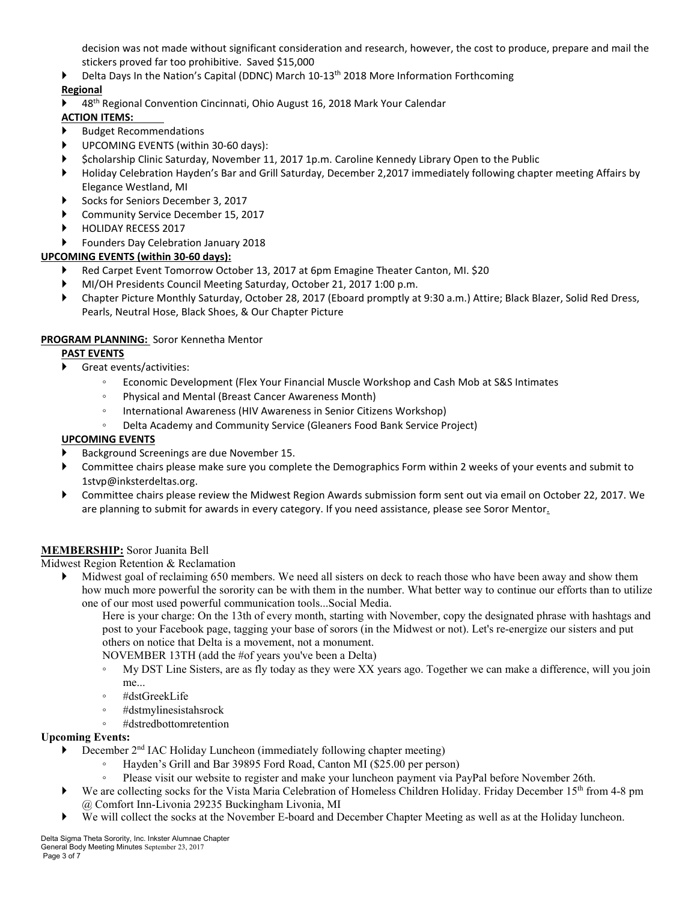decision was not made without significant consideration and research, however, the cost to produce, prepare and mail the stickers proved far too prohibitive. Saved $15,000

- Delta Days In the Nation's Capital (DDNC) March 10-13th 2018 More Information Forthcoming

**Regional**

- 48th Regional Convention Cincinnati, Ohio August 16, 2018 Mark Your Calendar

**ACTION ITEMS:**

- Budget Recommendations
- UPCOMING EVENTS (within 30-60 days):
- $cholarship Clinic Saturday, November 11, 2017 1p.m. Caroline Kennedy Library Open to the Public
- Holiday Celebration Hayden's Bar and Grill Saturday, December 2,2017 immediately following chapter meeting Affairs by Elegance Westland, MI
- Socks for Seniors December 3, 2017
- Community Service December 15, 2017
- HOLIDAY RECESS 2017
- Founders Day Celebration January 2018

**UPCOMING EVENTS (within 30-60 days):**

- Red Carpet Event Tomorrow October 13, 2017 at 6pm Emagine Theater Canton, MI. $20
- MI/OH Presidents Council Meeting Saturday, October 21, 2017 1:00 p.m.
- Chapter Picture Monthly Saturday, October 28, 2017 (Eboard promptly at 9:30 a.m.) Attire; Black Blazer, Solid Red Dress, Pearls, Neutral Hose, Black Shoes, & Our Chapter Picture

**PROGRAM PLANNING:** Soror Kennetha Mentor

**PAST EVENTS**

- Great events/activities:
  - Economic Development (Flex Your Financial Muscle Workshop and Cash Mob at S&S Intimates
  - Physical and Mental (Breast Cancer Awareness Month)
  - International Awareness (HIV Awareness in Senior Citizens Workshop)
  - Delta Academy and Community Service (Gleaners Food Bank Service Project)

**UPCOMING EVENTS**

- Background Screenings are due November 15.
- Committee chairs please make sure you complete the Demographics Form within 2 weeks of your events and submit to 1stvp@inksterdeltas.org.
- Committee chairs please review the Midwest Region Awards submission form sent out via email on October 22, 2017. We are planning to submit for awards in every category. If you need assistance, please see Soror Mentor.

**MEMBERSHIP:** Soror Juanita Bell

Midwest Region Retention & Reclamation

- Midwest goal of reclaiming 650 members. We need all sisters on deck to reach those who have been away and show them how much more powerful the sorority can be with them in the number. What better way to continue our efforts than to utilize one of our most used powerful communication tools...Social Media.

  Here is your charge: On the 13th of every month, starting with November, copy the designated phrase with hashtags and post to your Facebook page, tagging your base of sorors (in the Midwest or not). Let's re-energize our sisters and put others on notice that Delta is a movement, not a monument.

  NOVEMBER 13TH (add the #of years you've been a Delta)

  - My DST Line Sisters, are as fly today as they were XX years ago. Together we can make a difference, will you join me...
  - #dstGreekLife
  - #dstmylinesistahsrock
  - #dstredbottomretention

**Upcoming Events:**

- December 2nd IAC Holiday Luncheon (immediately following chapter meeting)
  - Hayden's Grill and Bar 39895 Ford Road, Canton MI ($25.00 per person)
  - Please visit our website to register and make your luncheon payment via PayPal before November 26th.
- We are collecting socks for the Vista Maria Celebration of Homeless Children Holiday. Friday December 15th from 4-8 pm @ Comfort Inn-Livonia 29235 Buckingham Livonia, MI
- We will collect the socks at the November E-board and December Chapter Meeting as well as at the Holiday luncheon.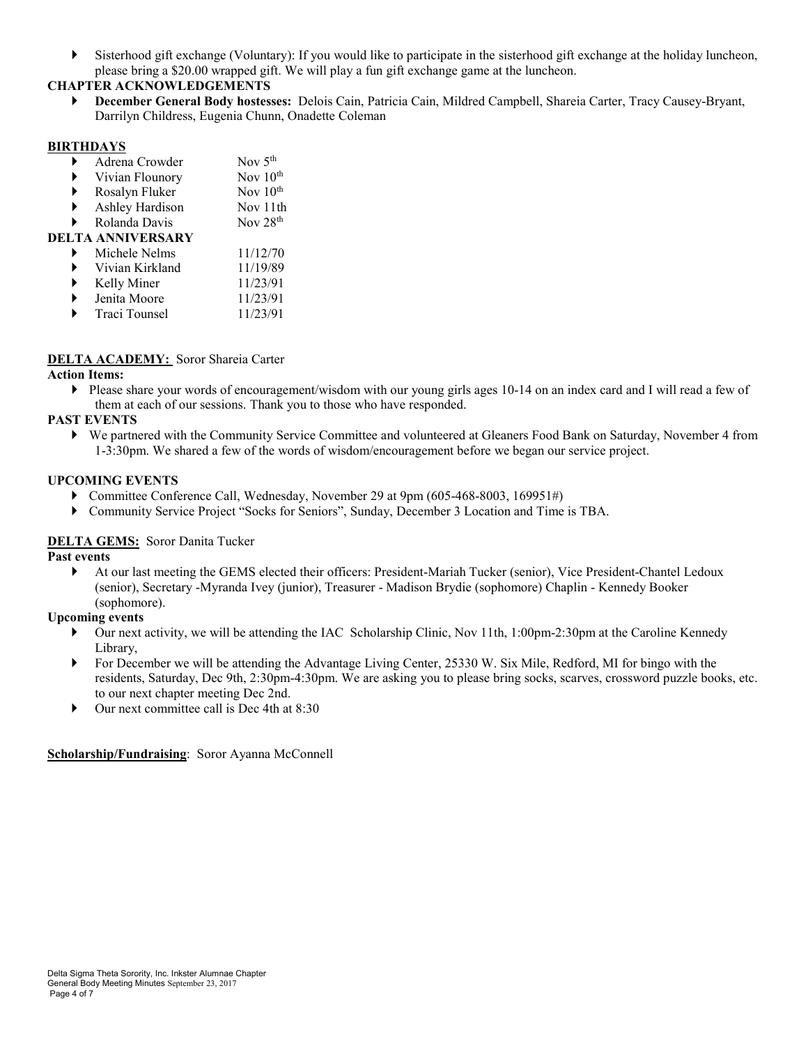- Sisterhood gift exchange (Voluntary): If you would like to participate in the sisterhood gift exchange at the holiday luncheon, please bring a $20.00 wrapped gift. We will play a fun gift exchange game at the luncheon.

**CHAPTER ACKNOWLEDGEMENTS**

- **December General Body hostesses:** Delois Cain, Patricia Cain, Mildred Campbell, Shareia Carter, Tracy Causey-Bryant, Darrilyn Childress, Eugenia Chunn, Onadette Coleman

**BIRTHDAYS**

- Adrena Crowder Nov 5th
- Vivian Flounory Nov 10th
- Rosalyn Fluker Nov 10th
- Ashley Hardison Nov 11th
- Rolanda Davis Nov 28th

**DELTA ANNIVERSARY**

- Michele Nelms 11/12/70
- Vivian Kirkland 11/19/89
- Kelly Miner 11/23/91
- Jenita Moore 11/23/91
- Traci Tounsel 11/23/91

**DELTA ACADEMY:** Soror Shareia Carter

**Action Items:**

- Please share your words of encouragement/wisdom with our young girls ages 10-14 on an index card and I will read a few of them at each of our sessions. Thank you to those who have responded.

**PAST EVENTS**

- We partnered with the Community Service Committee and volunteered at Gleaners Food Bank on Saturday, November 4 from 1-3:30pm. We shared a few of the words of wisdom/encouragement before we began our service project.

**UPCOMING EVENTS**

- Committee Conference Call, Wednesday, November 29 at 9pm (605-468-8003, 169951#)
- Community Service Project "Socks for Seniors", Sunday, December 3 Location and Time is TBA.

**DELTA GEMS:** Soror Danita Tucker

**Past events**

- At our last meeting the GEMS elected their officers: President-Mariah Tucker (senior), Vice President-Chantel Ledoux (senior), Secretary -Myranda Ivey (junior), Treasurer - Madison Brydie (sophomore) Chaplin - Kennedy Booker (sophomore).

**Upcoming events**

- Our next activity, we will be attending the IAC Scholarship Clinic, Nov 11th, 1:00pm-2:30pm at the Caroline Kennedy Library,
- For December we will be attending the Advantage Living Center, 25330 W. Six Mile, Redford, MI for bingo with the residents, Saturday, Dec 9th, 2:30pm-4:30pm. We are asking you to please bring socks, scarves, crossword puzzle books, etc. to our next chapter meeting Dec 2nd.
- Our next committee call is Dec 4th at 8:30

**Scholarship/Fundraising**: Soror Ayanna McConnell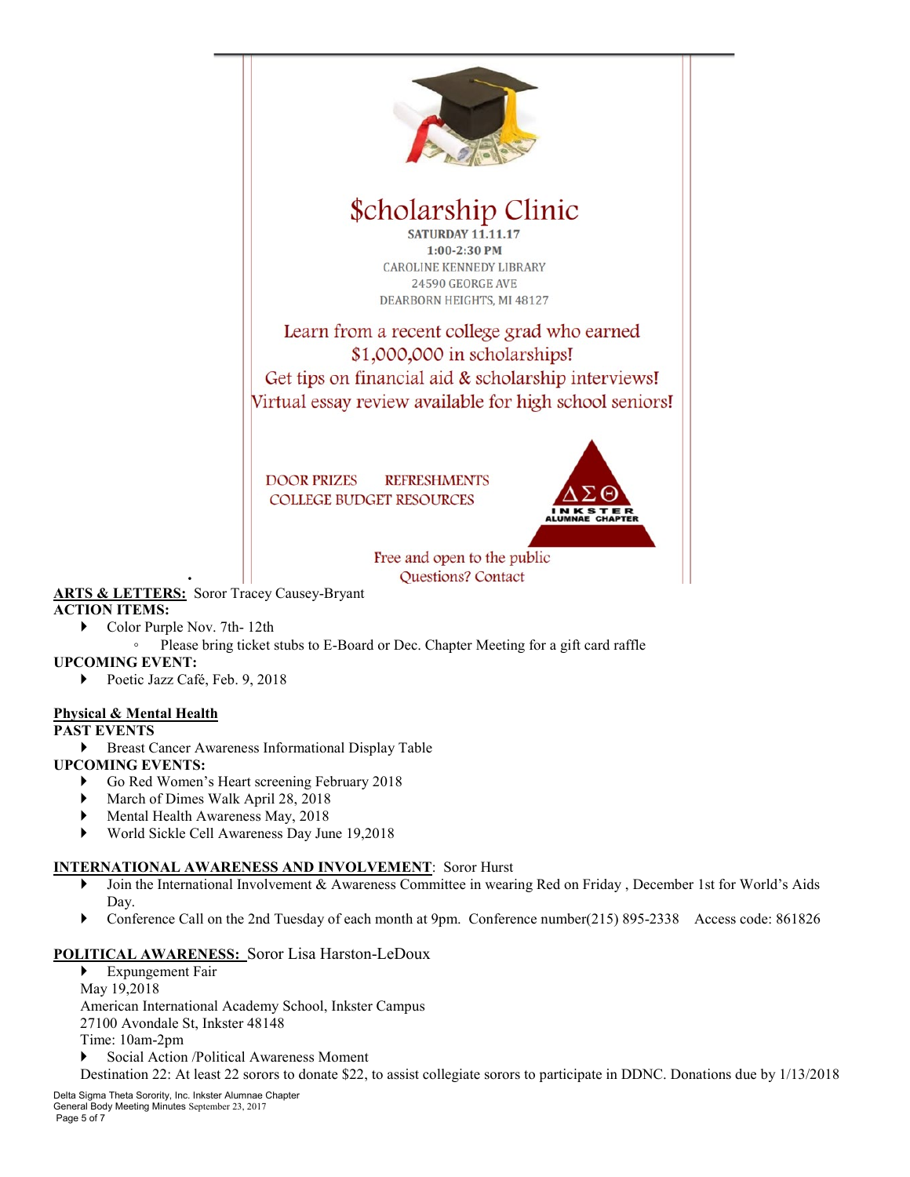# $cholarship Clinic

SATURDAY 11.11.17
1:00-2:30 PM
CAROLINE KENNEDY LIBRARY
24590 GEORGE AVE
DEARBORN HEIGHTS, MI 48127

Learn from a recent college grad who earned $1,000,000 in scholarships!
Get tips on financial aid & scholarship interviews!
Virtual essay review available for high school seniors!

DOOR PRIZES REFRESHMENTS
COLLEGE BUDGET RESOURCES

ΔΣΘ INKSTER ALUMNAE CHAPTER

Free and open to the public
Questions? Contact

**ARTS & LETTERS:** Soror Tracey Causey-Bryant

**ACTION ITEMS:**

- Color Purple Nov. 7th- 12th
  - Please bring ticket stubs to E-Board or Dec. Chapter Meeting for a gift card raffle

**UPCOMING EVENT:**

- Poetic Jazz Café, Feb. 9, 2018

**Physical & Mental Health**

**PAST EVENTS**

- Breast Cancer Awareness Informational Display Table

**UPCOMING EVENTS:**

- Go Red Women's Heart screening February 2018
- March of Dimes Walk April 28, 2018
- Mental Health Awareness May, 2018
- World Sickle Cell Awareness Day June 19,2018

**INTERNATIONAL AWARENESS AND INVOLVEMENT**: Soror Hurst

- Join the International Involvement & Awareness Committee in wearing Red on Friday , December 1st for World's Aids Day.
- Conference Call on the 2nd Tuesday of each month at 9pm. Conference number(215) 895-2338 Access code: 861826

**POLITICAL AWARENESS:** Soror Lisa Harston-LeDoux

- Expungement Fair

May 19,2018
American International Academy School, Inkster Campus
27100 Avondale St, Inkster 48148
Time: 10am-2pm

- Social Action /Political Awareness Moment

Destination 22: At least 22 sorors to donate $22, to assist collegiate sorors to participate in DDNC. Donations due by 1/13/2018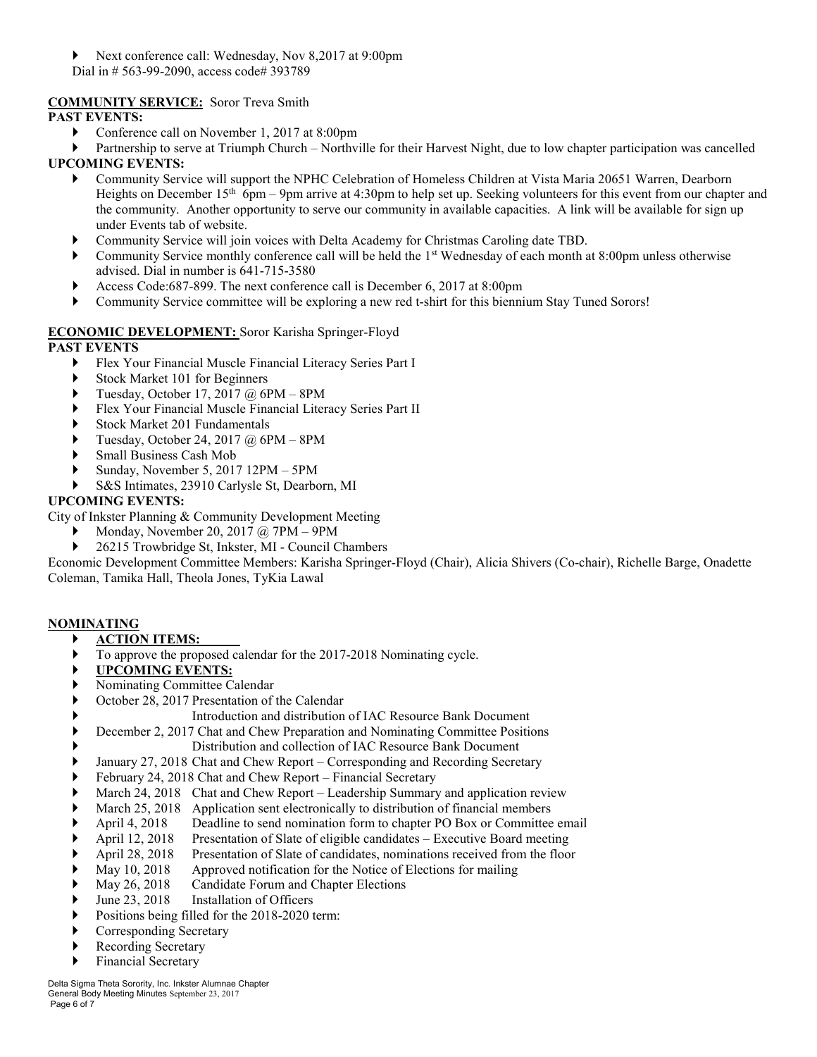- Next conference call: Wednesday, Nov 8,2017 at 9:00pm

Dial in # 563-99-2090, access code# 393789

**COMMUNITY SERVICE:** Soror Treva Smith

**PAST EVENTS:**

- Conference call on November 1, 2017 at 8:00pm
- Partnership to serve at Triumph Church – Northville for their Harvest Night, due to low chapter participation was cancelled

**UPCOMING EVENTS:**

- Community Service will support the NPHC Celebration of Homeless Children at Vista Maria 20651 Warren, Dearborn Heights on December 15th 6pm – 9pm arrive at 4:30pm to help set up. Seeking volunteers for this event from our chapter and the community. Another opportunity to serve our community in available capacities. A link will be available for sign up under Events tab of website.
- Community Service will join voices with Delta Academy for Christmas Caroling date TBD.
- Community Service monthly conference call will be held the 1st Wednesday of each month at 8:00pm unless otherwise advised. Dial in number is 641-715-3580
- Access Code:687-899. The next conference call is December 6, 2017 at 8:00pm
- Community Service committee will be exploring a new red t-shirt for this biennium Stay Tuned Sorors!

**ECONOMIC DEVELOPMENT:** Soror Karisha Springer-Floyd

**PAST EVENTS**

- Flex Your Financial Muscle Financial Literacy Series Part I
- Stock Market 101 for Beginners
- Tuesday, October 17, 2017 @ 6PM – 8PM
- Flex Your Financial Muscle Financial Literacy Series Part II
- Stock Market 201 Fundamentals
- Tuesday, October 24, 2017 @ 6PM – 8PM
- Small Business Cash Mob
- Sunday, November 5, 2017 12PM – 5PM
- S&S Intimates, 23910 Carlysle St, Dearborn, MI

**UPCOMING EVENTS:**

City of Inkster Planning & Community Development Meeting

- Monday, November 20, 2017 @ 7PM – 9PM
- 26215 Trowbridge St, Inkster, MI - Council Chambers

Economic Development Committee Members: Karisha Springer-Floyd (Chair), Alicia Shivers (Co-chair), Richelle Barge, Onadette Coleman, Tamika Hall, Theola Jones, TyKia Lawal

**NOMINATING**

- **ACTION ITEMS:**
- To approve the proposed calendar for the 2017-2018 Nominating cycle.
- **UPCOMING EVENTS:**
- Nominating Committee Calendar
- October 28, 2017 Presentation of the Calendar
- Introduction and distribution of IAC Resource Bank Document
- December 2, 2017 Chat and Chew Preparation and Nominating Committee Positions
- Distribution and collection of IAC Resource Bank Document
- January 27, 2018 Chat and Chew Report – Corresponding and Recording Secretary
- February 24, 2018 Chat and Chew Report – Financial Secretary
- March 24, 2018 Chat and Chew Report – Leadership Summary and application review
- March 25, 2018 Application sent electronically to distribution of financial members
- April 4, 2018 Deadline to send nomination form to chapter PO Box or Committee email
- April 12, 2018 Presentation of Slate of eligible candidates – Executive Board meeting
- April 28, 2018 Presentation of Slate of candidates, nominations received from the floor
- May 10, 2018 Approved notification for the Notice of Elections for mailing
- May 26, 2018 Candidate Forum and Chapter Elections
- June 23, 2018 Installation of Officers
- Positions being filled for the 2018-2020 term:
- Corresponding Secretary
- Recording Secretary
- Financial Secretary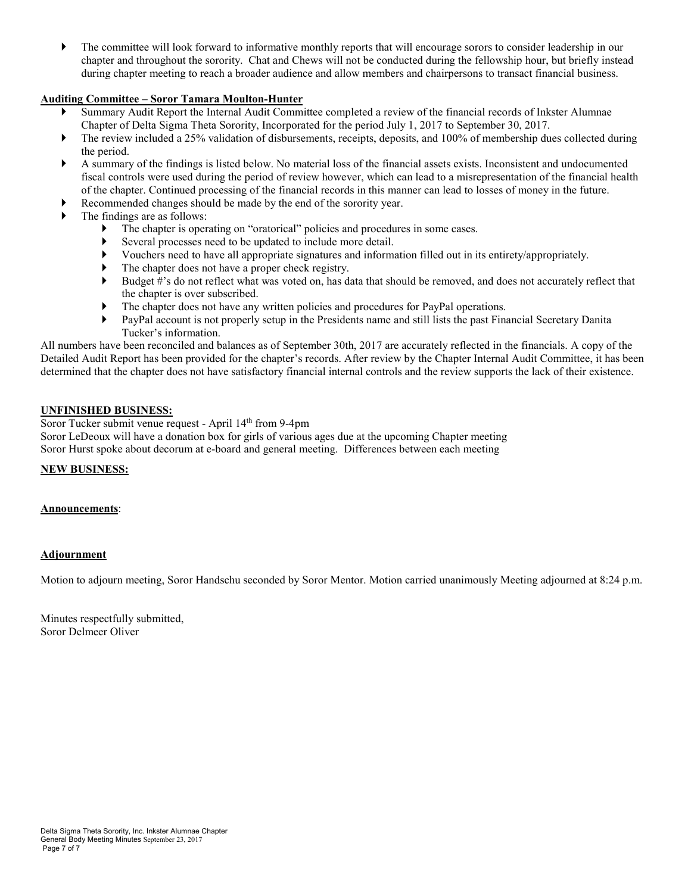- The committee will look forward to informative monthly reports that will encourage sorors to consider leadership in our chapter and throughout the sorority. Chat and Chews will not be conducted during the fellowship hour, but briefly instead during chapter meeting to reach a broader audience and allow members and chairpersons to transact financial business.

**Auditing Committee – Soror Tamara Moulton-Hunter**

- Summary Audit Report the Internal Audit Committee completed a review of the financial records of Inkster Alumnae Chapter of Delta Sigma Theta Sorority, Incorporated for the period July 1, 2017 to September 30, 2017.
- The review included a 25% validation of disbursements, receipts, deposits, and 100% of membership dues collected during the period.
- A summary of the findings is listed below. No material loss of the financial assets exists. Inconsistent and undocumented fiscal controls were used during the period of review however, which can lead to a misrepresentation of the financial health of the chapter. Continued processing of the financial records in this manner can lead to losses of money in the future.
- Recommended changes should be made by the end of the sorority year.
- The findings are as follows:
  - The chapter is operating on "oratorical" policies and procedures in some cases.
  - Several processes need to be updated to include more detail.
  - Vouchers need to have all appropriate signatures and information filled out in its entirety/appropriately.
  - The chapter does not have a proper check registry.
  - Budget #'s do not reflect what was voted on, has data that should be removed, and does not accurately reflect that the chapter is over subscribed.
  - The chapter does not have any written policies and procedures for PayPal operations.
  - PayPal account is not properly setup in the Presidents name and still lists the past Financial Secretary Danita Tucker's information.

All numbers have been reconciled and balances as of September 30th, 2017 are accurately reflected in the financials. A copy of the Detailed Audit Report has been provided for the chapter's records. After review by the Chapter Internal Audit Committee, it has been determined that the chapter does not have satisfactory financial internal controls and the review supports the lack of their existence.

**UNFINISHED BUSINESS:**

Soror Tucker submit venue request - April 14th from 9-4pm
Soror LeDeoux will have a donation box for girls of various ages due at the upcoming Chapter meeting
Soror Hurst spoke about decorum at e-board and general meeting. Differences between each meeting

**NEW BUSINESS:**

**Announcements**:

**Adjournment**

Motion to adjourn meeting, Soror Handschu seconded by Soror Mentor. Motion carried unanimously Meeting adjourned at 8:24 p.m.

Minutes respectfully submitted,
Soror Delmeer Oliver